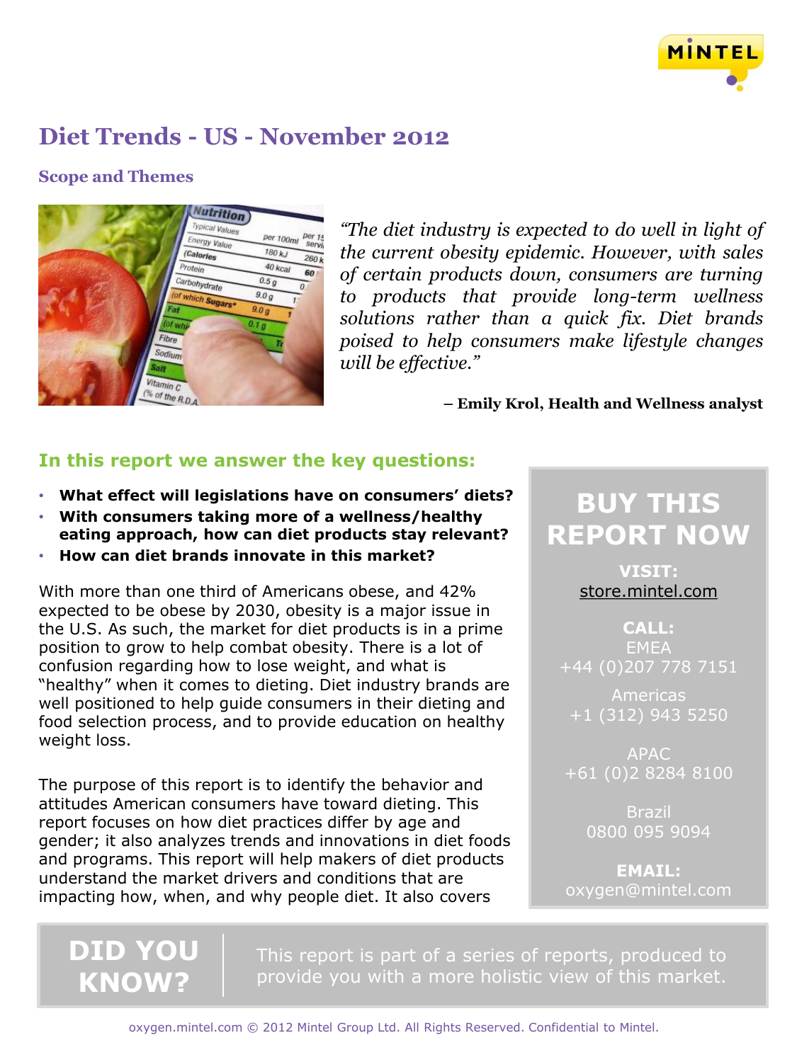# Diet Trends - US - November 2012

## Scope and Themes

*"The diet industry is expected to do well in light of the current obesity epidemic. However, with sales of certain products down, consumers are turning to products that provide long-term wellness solutions rather than a quick fix. Diet brands poised to help consumers make lifestyle changes will be effective."*

**– Emily Krol, Health and Wellness analyst**

## In this report we answer the key questions:

- **What effect will legislations have on consumers' diets?**
- **With consumers taking more of a wellness/healthy eating approach, how can diet products stay relevant?**
- **How can diet brands innovate in this market?**

With more than one third of Americans obese, and 42% expected to be obese by 2030, obesity is a major issue in the U.S. As such, the market for diet products is in a prime position to grow to help combat obesity. There is a lot of confusion regarding how to lose weight, and what is "healthy" when it comes to dieting. Diet industry brands are well positioned to help guide consumers in their dieting and food selection process, and to provide education on healthy weight loss.

The purpose of this report is to identify the behavior and attitudes American consumers have toward dieting. This report focuses on how diet practices differ by age and gender; it also analyzes trends and innovations in diet foods and programs. This report will help makers of diet products understand the market drivers and conditions that are impacting how, when, and why people diet. It also covers

**BUY THIS REPORT NOW**

**VISIT:**
store.mintel.com

**CALL:**
EMEA
+44 (0)207 778 7151

Americas
+1 (312) 943 5250

APAC
+61 (0)2 8284 8100

Brazil
0800 095 9094

**EMAIL:**
oxygen@mintel.com

**DID YOU KNOW?**

This report is part of a series of reports, produced to provide you with a more holistic view of this market.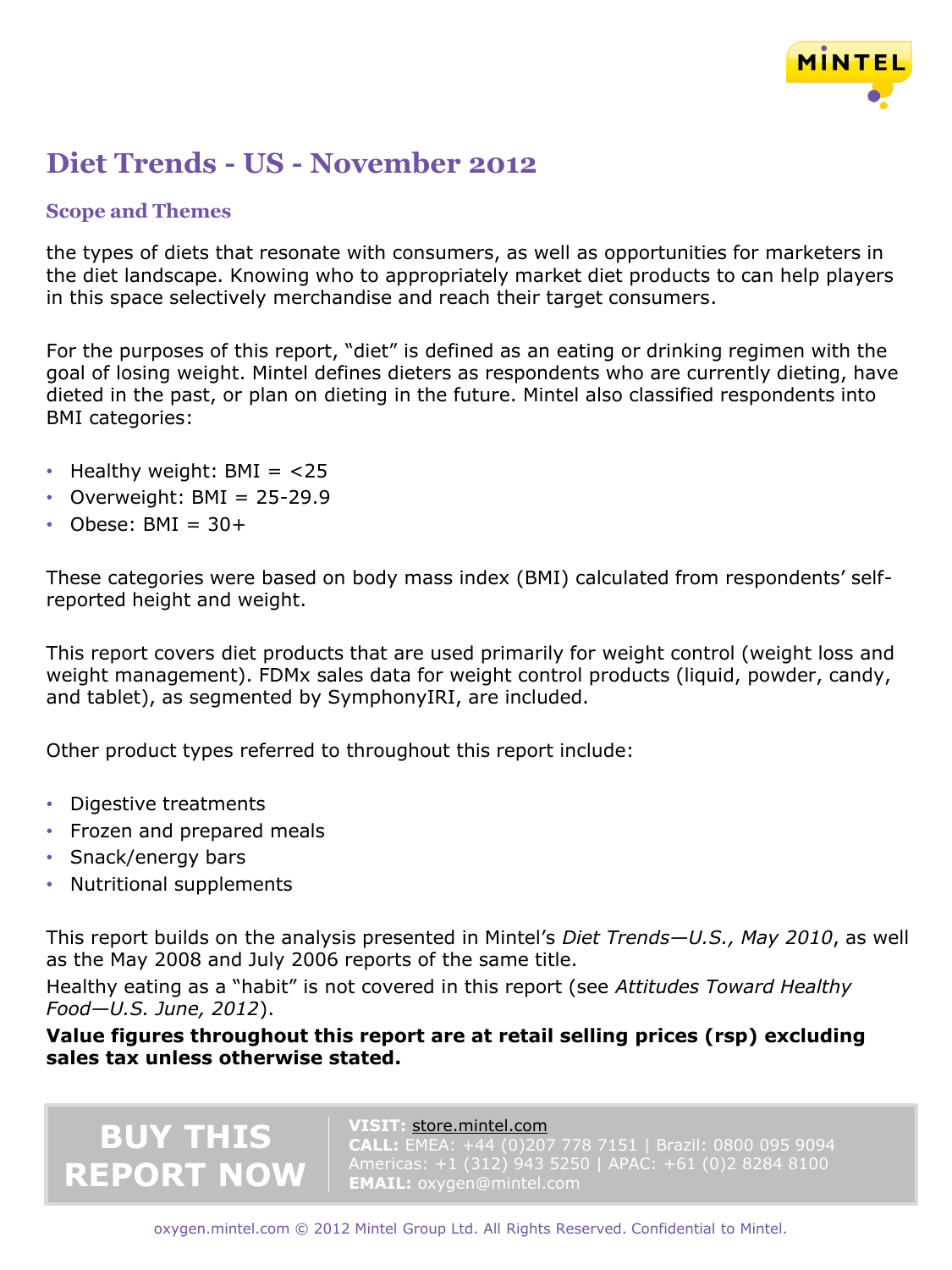# Diet Trends - US - November 2012

## Scope and Themes

the types of diets that resonate with consumers, as well as opportunities for marketers in the diet landscape. Knowing who to appropriately market diet products to can help players in this space selectively merchandise and reach their target consumers.

For the purposes of this report, "diet" is defined as an eating or drinking regimen with the goal of losing weight. Mintel defines dieters as respondents who are currently dieting, have dieted in the past, or plan on dieting in the future. Mintel also classified respondents into BMI categories:

- Healthy weight: BMI = <25
- Overweight: BMI = 25-29.9
- Obese: BMI = 30+

These categories were based on body mass index (BMI) calculated from respondents' self-reported height and weight.

This report covers diet products that are used primarily for weight control (weight loss and weight management). FDMx sales data for weight control products (liquid, powder, candy, and tablet), as segmented by SymphonyIRI, are included.

Other product types referred to throughout this report include:

- Digestive treatments
- Frozen and prepared meals
- Snack/energy bars
- Nutritional supplements

This report builds on the analysis presented in Mintel's *Diet Trends—U.S., May 2010*, as well as the May 2008 and July 2006 reports of the same title.

Healthy eating as a "habit" is not covered in this report (see *Attitudes Toward Healthy Food—U.S. June, 2012*).

**Value figures throughout this report are at retail selling prices (rsp) excluding sales tax unless otherwise stated.**

BUY THIS REPORT NOW

**VISIT:** store.mintel.com
**CALL:** EMEA: +44 (0)207 778 7151 | Brazil: 0800 095 9094
Americas: +1 (312) 943 5250 | APAC: +61 (0)2 8284 8100
**EMAIL:** oxygen@mintel.com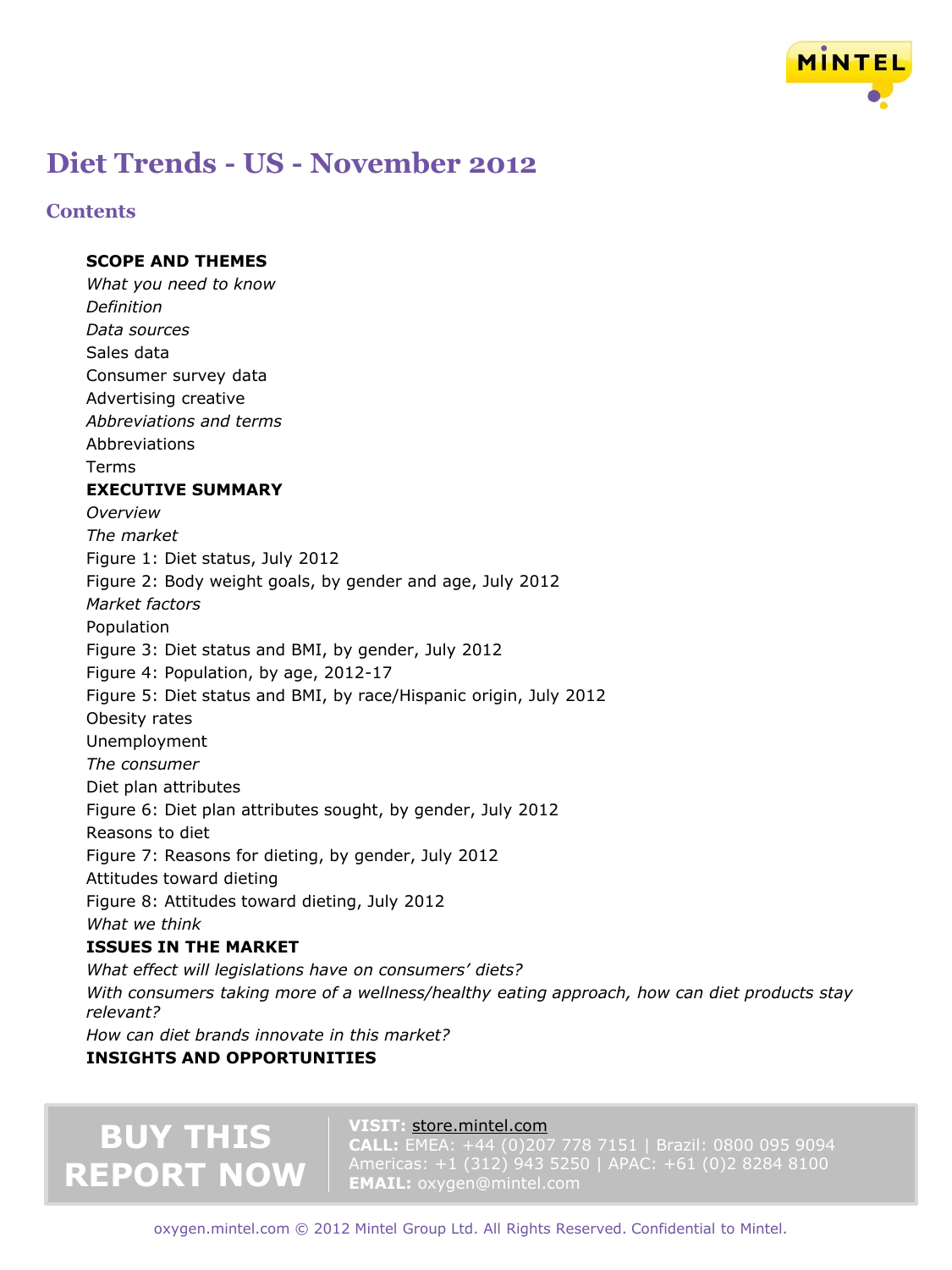# Diet Trends - US - November 2012

## Contents

**SCOPE AND THEMES**

*What you need to know*

*Definition*

*Data sources*

Sales data

Consumer survey data

Advertising creative

*Abbreviations and terms*

Abbreviations

Terms

**EXECUTIVE SUMMARY**

*Overview*

*The market*

Figure 1: Diet status, July 2012

Figure 2: Body weight goals, by gender and age, July 2012

*Market factors*

Population

Figure 3: Diet status and BMI, by gender, July 2012

Figure 4: Population, by age, 2012-17

Figure 5: Diet status and BMI, by race/Hispanic origin, July 2012

Obesity rates

Unemployment

*The consumer*

Diet plan attributes

Figure 6: Diet plan attributes sought, by gender, July 2012

Reasons to diet

Figure 7: Reasons for dieting, by gender, July 2012

Attitudes toward dieting

Figure 8: Attitudes toward dieting, July 2012

*What we think*

**ISSUES IN THE MARKET**

*What effect will legislations have on consumers' diets?*

*With consumers taking more of a wellness/healthy eating approach, how can diet products stay relevant?*

*How can diet brands innovate in this market?*

**INSIGHTS AND OPPORTUNITIES**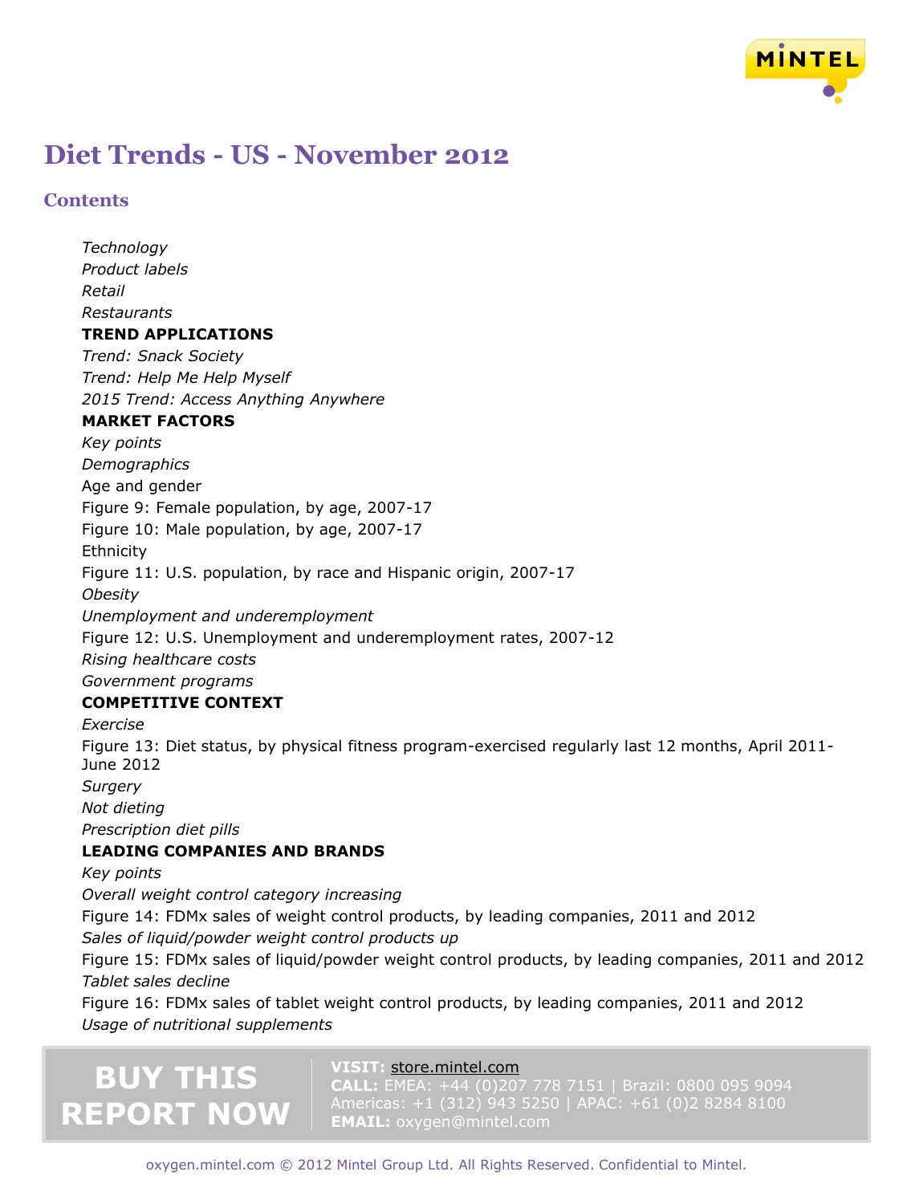# Diet Trends - US - November 2012

## Contents

*Technology*
*Product labels*
*Retail*
*Restaurants*
**TREND APPLICATIONS**
*Trend: Snack Society*
*Trend: Help Me Help Myself*
*2015 Trend: Access Anything Anywhere*
**MARKET FACTORS**
*Key points*
*Demographics*
Age and gender
Figure 9: Female population, by age, 2007-17
Figure 10: Male population, by age, 2007-17
Ethnicity
Figure 11: U.S. population, by race and Hispanic origin, 2007-17
*Obesity*
*Unemployment and underemployment*
Figure 12: U.S. Unemployment and underemployment rates, 2007-12
*Rising healthcare costs*
*Government programs*
**COMPETITIVE CONTEXT**
*Exercise*
Figure 13: Diet status, by physical fitness program-exercised regularly last 12 months, April 2011-June 2012
*Surgery*
*Not dieting*
*Prescription diet pills*
**LEADING COMPANIES AND BRANDS**
*Key points*
*Overall weight control category increasing*
Figure 14: FDMx sales of weight control products, by leading companies, 2011 and 2012
*Sales of liquid/powder weight control products up*
Figure 15: FDMx sales of liquid/powder weight control products, by leading companies, 2011 and 2012
*Tablet sales decline*
Figure 16: FDMx sales of tablet weight control products, by leading companies, 2011 and 2012
*Usage of nutritional supplements*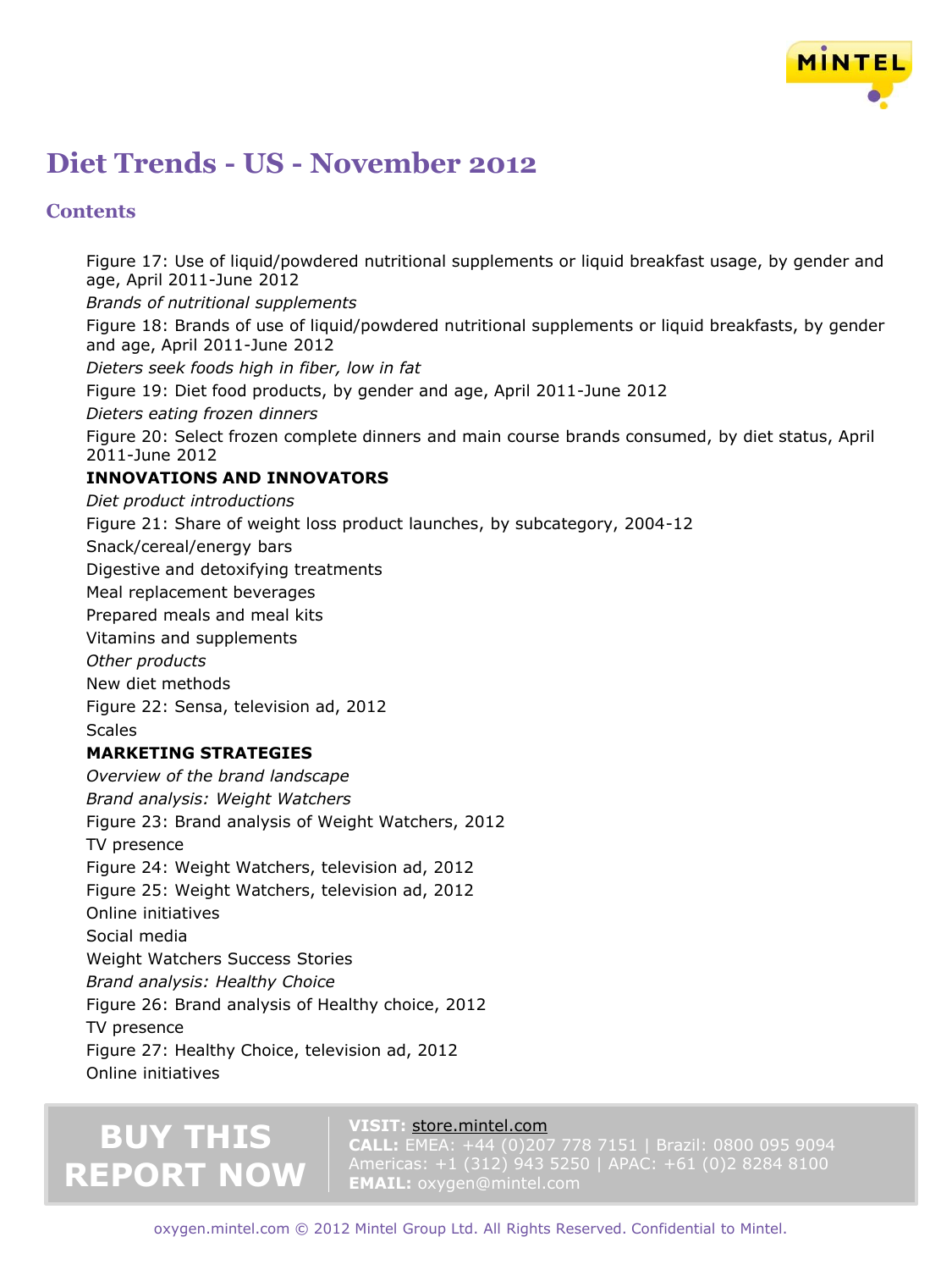# Diet Trends - US - November 2012

## Contents

Figure 17: Use of liquid/powdered nutritional supplements or liquid breakfast usage, by gender and age, April 2011-June 2012

*Brands of nutritional supplements*

Figure 18: Brands of use of liquid/powdered nutritional supplements or liquid breakfasts, by gender and age, April 2011-June 2012

*Dieters seek foods high in fiber, low in fat*

Figure 19: Diet food products, by gender and age, April 2011-June 2012

*Dieters eating frozen dinners*

Figure 20: Select frozen complete dinners and main course brands consumed, by diet status, April 2011-June 2012

**INNOVATIONS AND INNOVATORS**

*Diet product introductions*

Figure 21: Share of weight loss product launches, by subcategory, 2004-12

Snack/cereal/energy bars

Digestive and detoxifying treatments

Meal replacement beverages

Prepared meals and meal kits

Vitamins and supplements

*Other products*

New diet methods

Figure 22: Sensa, television ad, 2012

Scales

**MARKETING STRATEGIES**

*Overview of the brand landscape*

*Brand analysis: Weight Watchers*

Figure 23: Brand analysis of Weight Watchers, 2012

TV presence

Figure 24: Weight Watchers, television ad, 2012

Figure 25: Weight Watchers, television ad, 2012

Online initiatives

Social media

Weight Watchers Success Stories

*Brand analysis: Healthy Choice*

Figure 26: Brand analysis of Healthy choice, 2012

TV presence

Figure 27: Healthy Choice, television ad, 2012

Online initiatives

**BUY THIS REPORT NOW**

**VISIT:** store.mintel.com
**CALL:** EMEA: +44 (0)207 778 7151 | Brazil: 0800 095 9094
Americas: +1 (312) 943 5250 | APAC: +61 (0)2 8284 8100
**EMAIL:** oxygen@mintel.com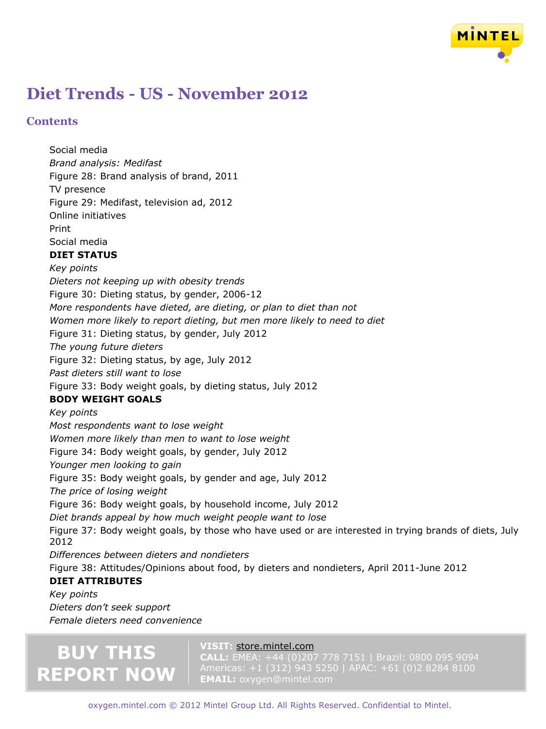# Diet Trends - US - November 2012

## Contents

Social media
*Brand analysis: Medifast*
Figure 28: Brand analysis of brand, 2011
TV presence
Figure 29: Medifast, television ad, 2012
Online initiatives
Print
Social media
**DIET STATUS**
*Key points*
*Dieters not keeping up with obesity trends*
Figure 30: Dieting status, by gender, 2006-12
*More respondents have dieted, are dieting, or plan to diet than not*
*Women more likely to report dieting, but men more likely to need to diet*
Figure 31: Dieting status, by gender, July 2012
*The young future dieters*
Figure 32: Dieting status, by age, July 2012
*Past dieters still want to lose*
Figure 33: Body weight goals, by dieting status, July 2012
**BODY WEIGHT GOALS**
*Key points*
*Most respondents want to lose weight*
*Women more likely than men to want to lose weight*
Figure 34: Body weight goals, by gender, July 2012
*Younger men looking to gain*
Figure 35: Body weight goals, by gender and age, July 2012
*The price of losing weight*
Figure 36: Body weight goals, by household income, July 2012
*Diet brands appeal by how much weight people want to lose*
Figure 37: Body weight goals, by those who have used or are interested in trying brands of diets, July 2012
*Differences between dieters and nondieters*
Figure 38: Attitudes/Opinions about food, by dieters and nondieters, April 2011-June 2012
**DIET ATTRIBUTES**
*Key points*
*Dieters don't seek support*
*Female dieters need convenience*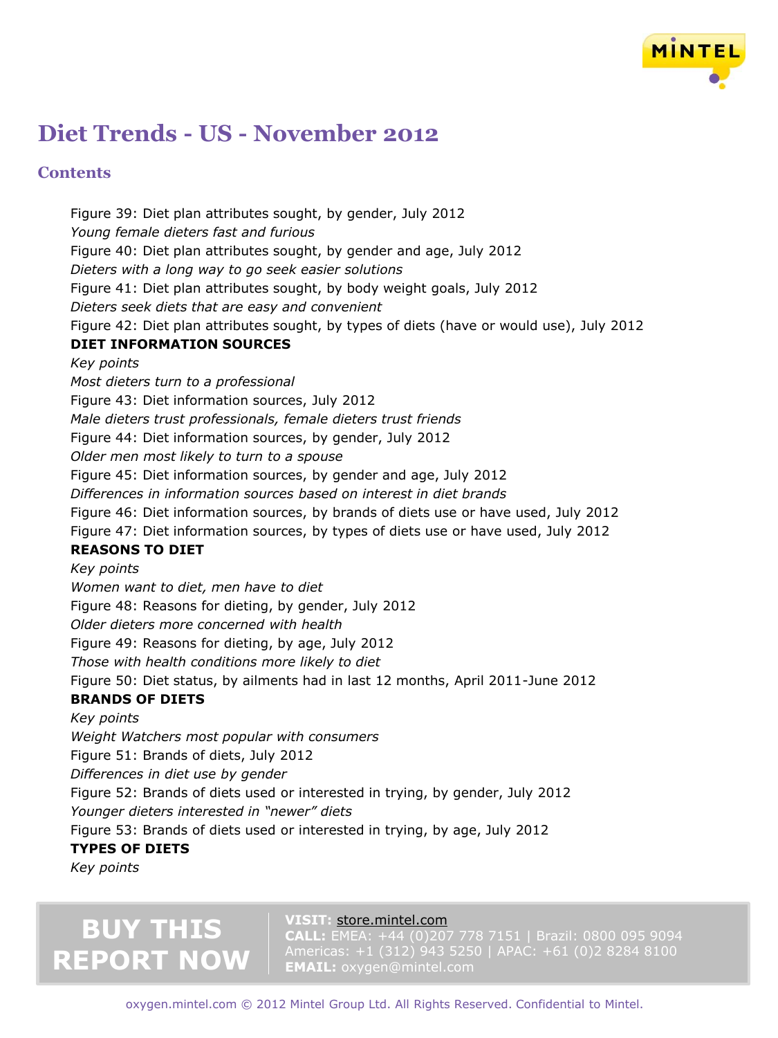# Diet Trends - US - November 2012

## Contents

Figure 39: Diet plan attributes sought, by gender, July 2012

*Young female dieters fast and furious*

Figure 40: Diet plan attributes sought, by gender and age, July 2012

*Dieters with a long way to go seek easier solutions*

Figure 41: Diet plan attributes sought, by body weight goals, July 2012

*Dieters seek diets that are easy and convenient*

Figure 42: Diet plan attributes sought, by types of diets (have or would use), July 2012

**DIET INFORMATION SOURCES**

*Key points*

*Most dieters turn to a professional*

Figure 43: Diet information sources, July 2012

*Male dieters trust professionals, female dieters trust friends*

Figure 44: Diet information sources, by gender, July 2012

*Older men most likely to turn to a spouse*

Figure 45: Diet information sources, by gender and age, July 2012

*Differences in information sources based on interest in diet brands*

Figure 46: Diet information sources, by brands of diets use or have used, July 2012

Figure 47: Diet information sources, by types of diets use or have used, July 2012

**REASONS TO DIET**

*Key points*

*Women want to diet, men have to diet*

Figure 48: Reasons for dieting, by gender, July 2012

*Older dieters more concerned with health*

Figure 49: Reasons for dieting, by age, July 2012

*Those with health conditions more likely to diet*

Figure 50: Diet status, by ailments had in last 12 months, April 2011-June 2012

**BRANDS OF DIETS**

*Key points*

*Weight Watchers most popular with consumers*

Figure 51: Brands of diets, July 2012

*Differences in diet use by gender*

Figure 52: Brands of diets used or interested in trying, by gender, July 2012

*Younger dieters interested in "newer" diets*

Figure 53: Brands of diets used or interested in trying, by age, July 2012

**TYPES OF DIETS**

*Key points*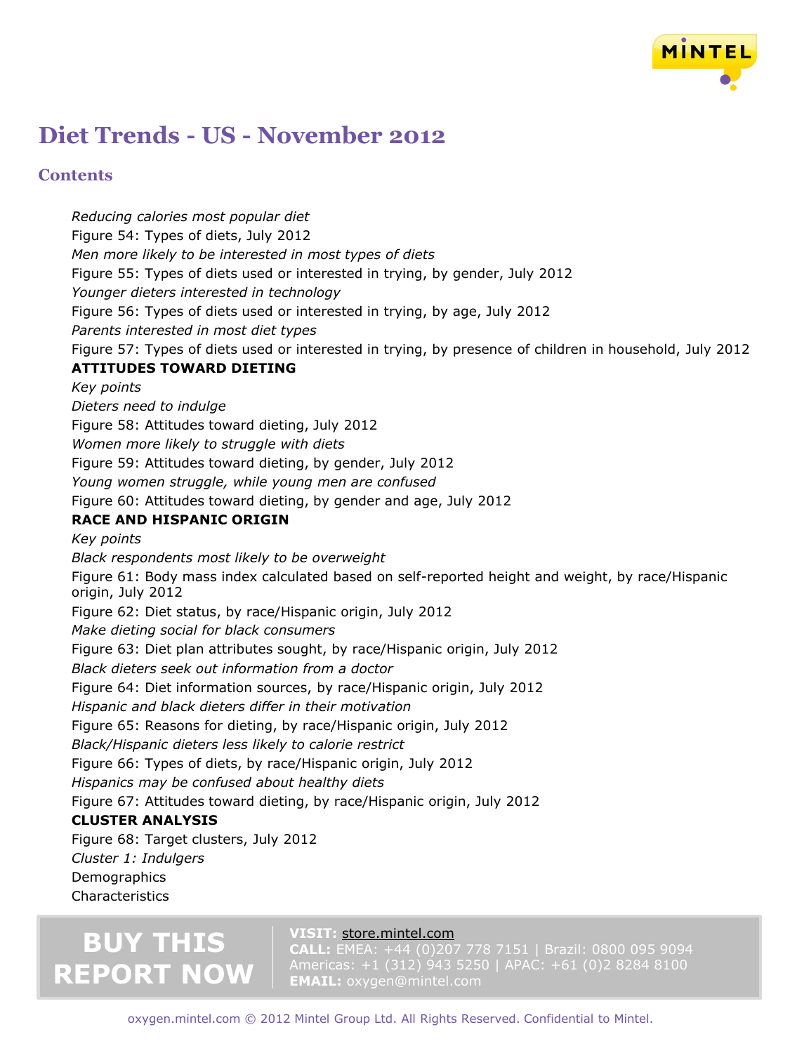*Reducing calories most popular diet*

Figure 54: Types of diets, July 2012

*Men more likely to be interested in most types of diets*

Figure 55: Types of diets used or interested in trying, by gender, July 2012

*Younger dieters interested in technology*

Figure 56: Types of diets used or interested in trying, by age, July 2012

*Parents interested in most diet types*

Figure 57: Types of diets used or interested in trying, by presence of children in household, July 2012

**ATTITUDES TOWARD DIETING**

*Key points*

*Dieters need to indulge*

Figure 58: Attitudes toward dieting, July 2012

*Women more likely to struggle with diets*

Figure 59: Attitudes toward dieting, by gender, July 2012

*Young women struggle, while young men are confused*

Figure 60: Attitudes toward dieting, by gender and age, July 2012

**RACE AND HISPANIC ORIGIN**

*Key points*

*Black respondents most likely to be overweight*

Figure 61: Body mass index calculated based on self-reported height and weight, by race/Hispanic origin, July 2012

Figure 62: Diet status, by race/Hispanic origin, July 2012

*Make dieting social for black consumers*

Figure 63: Diet plan attributes sought, by race/Hispanic origin, July 2012

*Black dieters seek out information from a doctor*

Figure 64: Diet information sources, by race/Hispanic origin, July 2012

*Hispanic and black dieters differ in their motivation*

Figure 65: Reasons for dieting, by race/Hispanic origin, July 2012

*Black/Hispanic dieters less likely to calorie restrict*

Figure 66: Types of diets, by race/Hispanic origin, July 2012

*Hispanics may be confused about healthy diets*

Figure 67: Attitudes toward dieting, by race/Hispanic origin, July 2012

**CLUSTER ANALYSIS**

Figure 68: Target clusters, July 2012

*Cluster 1: Indulgers*

Demographics

Characteristics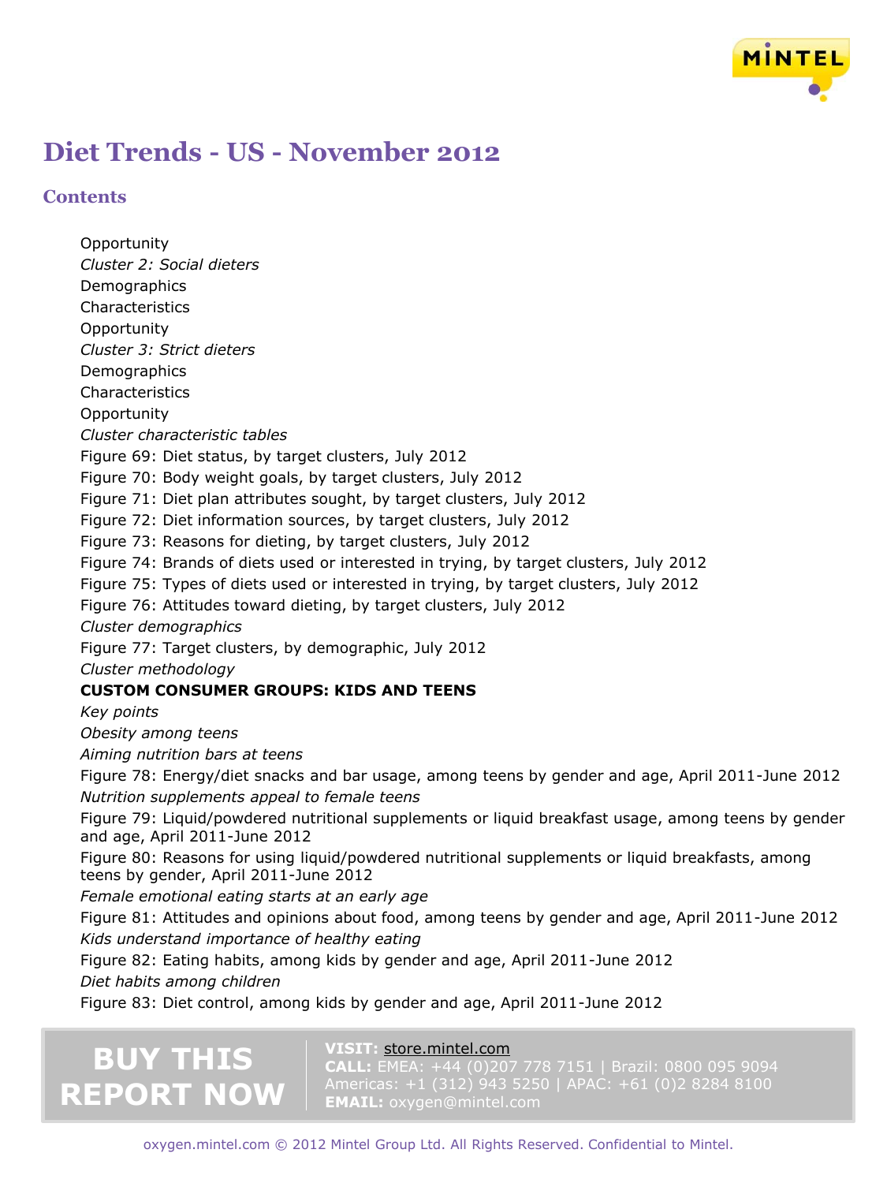# Diet Trends - US - November 2012

## Contents

Opportunity
*Cluster 2: Social dieters*
Demographics
Characteristics
Opportunity
*Cluster 3: Strict dieters*
Demographics
Characteristics
Opportunity
*Cluster characteristic tables*
Figure 69: Diet status, by target clusters, July 2012
Figure 70: Body weight goals, by target clusters, July 2012
Figure 71: Diet plan attributes sought, by target clusters, July 2012
Figure 72: Diet information sources, by target clusters, July 2012
Figure 73: Reasons for dieting, by target clusters, July 2012
Figure 74: Brands of diets used or interested in trying, by target clusters, July 2012
Figure 75: Types of diets used or interested in trying, by target clusters, July 2012
Figure 76: Attitudes toward dieting, by target clusters, July 2012
*Cluster demographics*
Figure 77: Target clusters, by demographic, July 2012
*Cluster methodology*
**CUSTOM CONSUMER GROUPS: KIDS AND TEENS**
*Key points*
*Obesity among teens*
*Aiming nutrition bars at teens*
Figure 78: Energy/diet snacks and bar usage, among teens by gender and age, April 2011-June 2012
*Nutrition supplements appeal to female teens*
Figure 79: Liquid/powdered nutritional supplements or liquid breakfast usage, among teens by gender and age, April 2011-June 2012
Figure 80: Reasons for using liquid/powdered nutritional supplements or liquid breakfasts, among teens by gender, April 2011-June 2012
*Female emotional eating starts at an early age*
Figure 81: Attitudes and opinions about food, among teens by gender and age, April 2011-June 2012
*Kids understand importance of healthy eating*
Figure 82: Eating habits, among kids by gender and age, April 2011-June 2012
*Diet habits among children*
Figure 83: Diet control, among kids by gender and age, April 2011-June 2012

**BUY THIS REPORT NOW**

**VISIT:** store.mintel.com
**CALL:** EMEA: +44 (0)207 778 7151 | Brazil: 0800 095 9094
Americas: +1 (312) 943 5250 | APAC: +61 (0)2 8284 8100
**EMAIL:** oxygen@mintel.com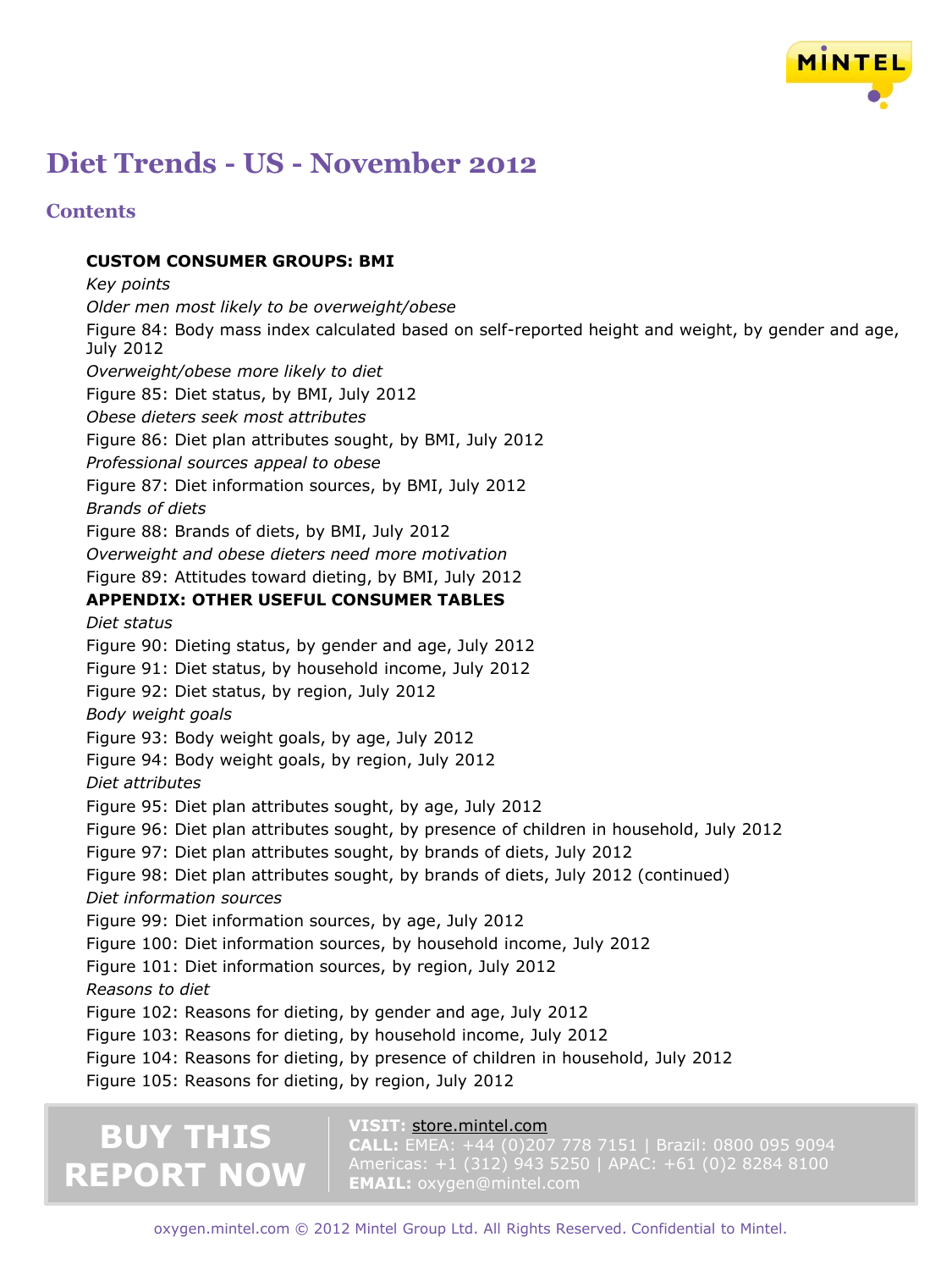# Diet Trends - US - November 2012

## Contents

**CUSTOM CONSUMER GROUPS: BMI**

*Key points*

*Older men most likely to be overweight/obese*

Figure 84: Body mass index calculated based on self-reported height and weight, by gender and age, July 2012

*Overweight/obese more likely to diet*

Figure 85: Diet status, by BMI, July 2012

*Obese dieters seek most attributes*

Figure 86: Diet plan attributes sought, by BMI, July 2012

*Professional sources appeal to obese*

Figure 87: Diet information sources, by BMI, July 2012

*Brands of diets*

Figure 88: Brands of diets, by BMI, July 2012

*Overweight and obese dieters need more motivation*

Figure 89: Attitudes toward dieting, by BMI, July 2012

**APPENDIX: OTHER USEFUL CONSUMER TABLES**

*Diet status*

Figure 90: Dieting status, by gender and age, July 2012

Figure 91: Diet status, by household income, July 2012

Figure 92: Diet status, by region, July 2012

*Body weight goals*

Figure 93: Body weight goals, by age, July 2012

Figure 94: Body weight goals, by region, July 2012

*Diet attributes*

Figure 95: Diet plan attributes sought, by age, July 2012

Figure 96: Diet plan attributes sought, by presence of children in household, July 2012

Figure 97: Diet plan attributes sought, by brands of diets, July 2012

Figure 98: Diet plan attributes sought, by brands of diets, July 2012 (continued)

*Diet information sources*

Figure 99: Diet information sources, by age, July 2012

Figure 100: Diet information sources, by household income, July 2012

Figure 101: Diet information sources, by region, July 2012

*Reasons to diet*

Figure 102: Reasons for dieting, by gender and age, July 2012

Figure 103: Reasons for dieting, by household income, July 2012

Figure 104: Reasons for dieting, by presence of children in household, July 2012

Figure 105: Reasons for dieting, by region, July 2012

**BUY THIS REPORT NOW**

**VISIT:** store.mintel.com
**CALL:** EMEA: +44 (0)207 778 7151 | Brazil: 0800 095 9094
Americas: +1 (312) 943 5250 | APAC: +61 (0)2 8284 8100
**EMAIL:** oxygen@mintel.com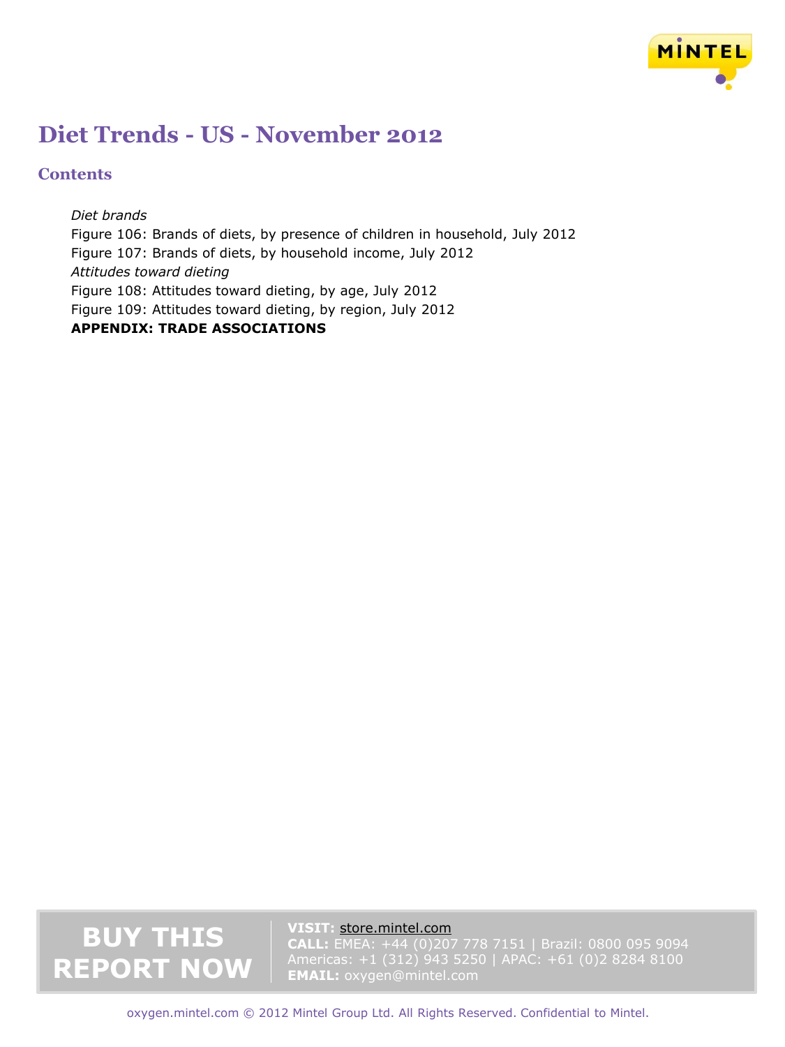# Diet Trends - US - November 2012

## Contents

*Diet brands*

Figure 106: Brands of diets, by presence of children in household, July 2012

Figure 107: Brands of diets, by household income, July 2012

*Attitudes toward dieting*

Figure 108: Attitudes toward dieting, by age, July 2012

Figure 109: Attitudes toward dieting, by region, July 2012

**APPENDIX: TRADE ASSOCIATIONS**

**BUY THIS REPORT NOW**

**VISIT:** store.mintel.com
**CALL:** EMEA: +44 (0)207 778 7151 | Brazil: 0800 095 9094
Americas: +1 (312) 943 5250 | APAC: +61 (0)2 8284 8100
**EMAIL:** oxygen@mintel.com